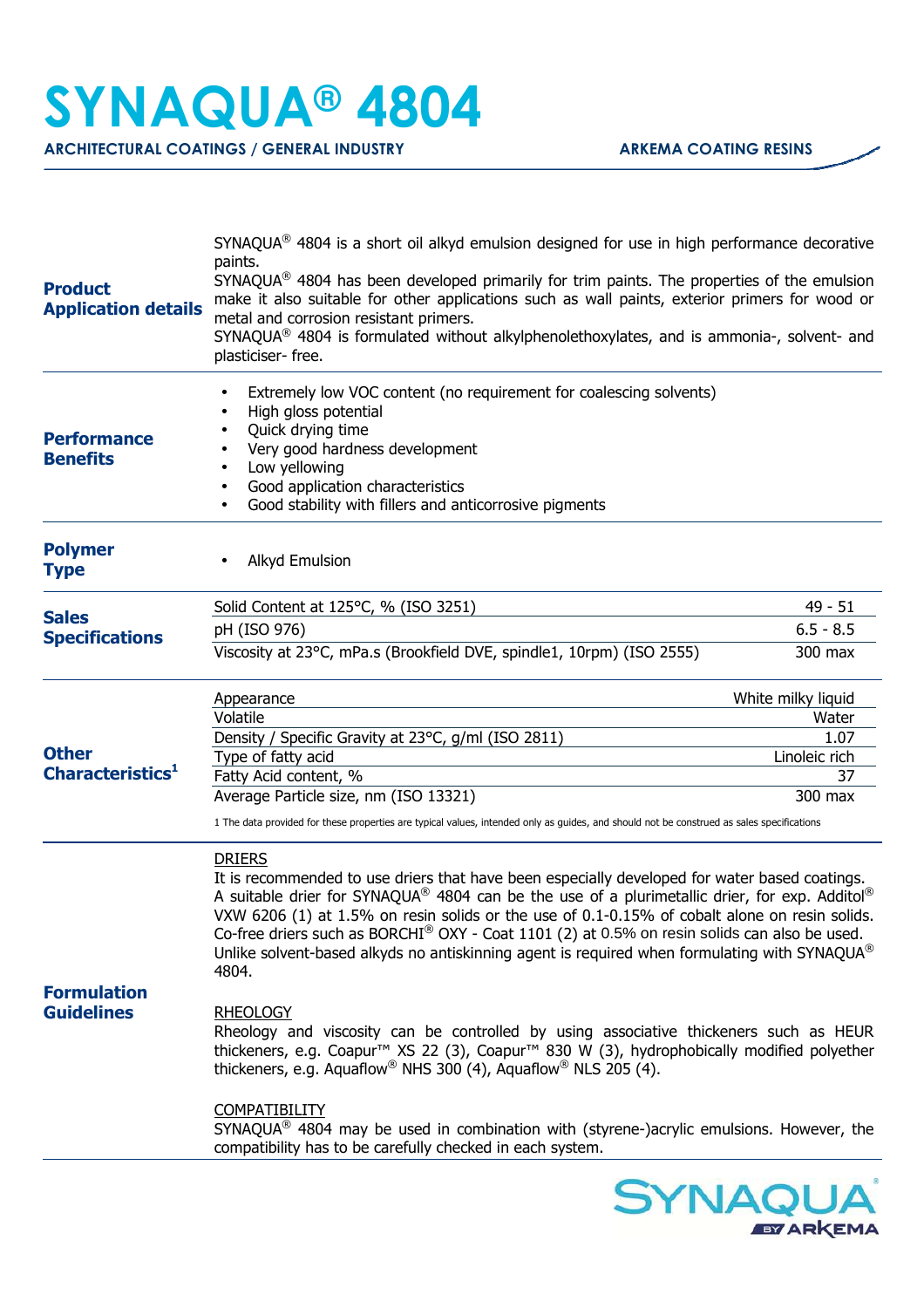# SYNAQUA® 4804

**ARCHITECTURAL COATINGS / GENERAL INDUSTRY** — **ARKEMA COATING RESINS**

## Product Application details

SYNAQUA® 4804 is a short oil alkyd emulsion designed for use in high performance decorative paints.
SYNAQUA® 4804 has been developed primarily for trim paints. The properties of the emulsion make it also suitable for other applications such as wall paints, exterior primers for wood or metal and corrosion resistant primers.
SYNAQUA® 4804 is formulated without alkylphenolethoxylates, and is ammonia-, solvent- and plasticiser- free.

## Performance Benefits

- Extremely low VOC content (no requirement for coalescing solvents)
- High gloss potential
- Quick drying time
- Very good hardness development
- Low yellowing
- Good application characteristics
- Good stability with fillers and anticorrosive pigments

## Polymer Type

- Alkyd Emulsion

## Sales Specifications

| Property | Value |
|---|---|
| Solid Content at 125°C, % (ISO 3251) | 49 - 51 |
| pH (ISO 976) | 6.5 - 8.5 |
| Viscosity at 23°C, mPa.s (Brookfield DVE, spindle1, 10rpm) (ISO 2555) | 300 max |

## Other Characteristics[1]

| Property | Value |
|---|---|
| Appearance | White milky liquid |
| Volatile | Water |
| Density / Specific Gravity at 23°C, g/ml (ISO 2811) | 1.07 |
| Type of fatty acid | Linoleic rich |
| Fatty Acid content, % | 37 |
| Average Particle size, nm (ISO 13321) | 300 max |

1 The data provided for these properties are typical values, intended only as guides, and should not be construed as sales specifications

## Formulation Guidelines

DRIERS
It is recommended to use driers that have been especially developed for water based coatings. A suitable drier for SYNAQUA® 4804 can be the use of a plurimetallic drier, for exp. Additol® VXW 6206 (1) at 1.5% on resin solids or the use of 0.1-0.15% of cobalt alone on resin solids. Co-free driers such as BORCHI® OXY - Coat 1101 (2) at 0.5% on resin solids can also be used. Unlike solvent-based alkyds no antiskinning agent is required when formulating with SYNAQUA® 4804.

RHEOLOGY
Rheology and viscosity can be controlled by using associative thickeners such as HEUR thickeners, e.g. Coapur™ XS 22 (3), Coapur™ 830 W (3), hydrophobically modified polyether thickeners, e.g. Aquaflow® NHS 300 (4), Aquaflow® NLS 205 (4).

COMPATIBILITY
SYNAQUA® 4804 may be used in combination with (styrene-)acrylic emulsions. However, the compatibility has to be carefully checked in each system.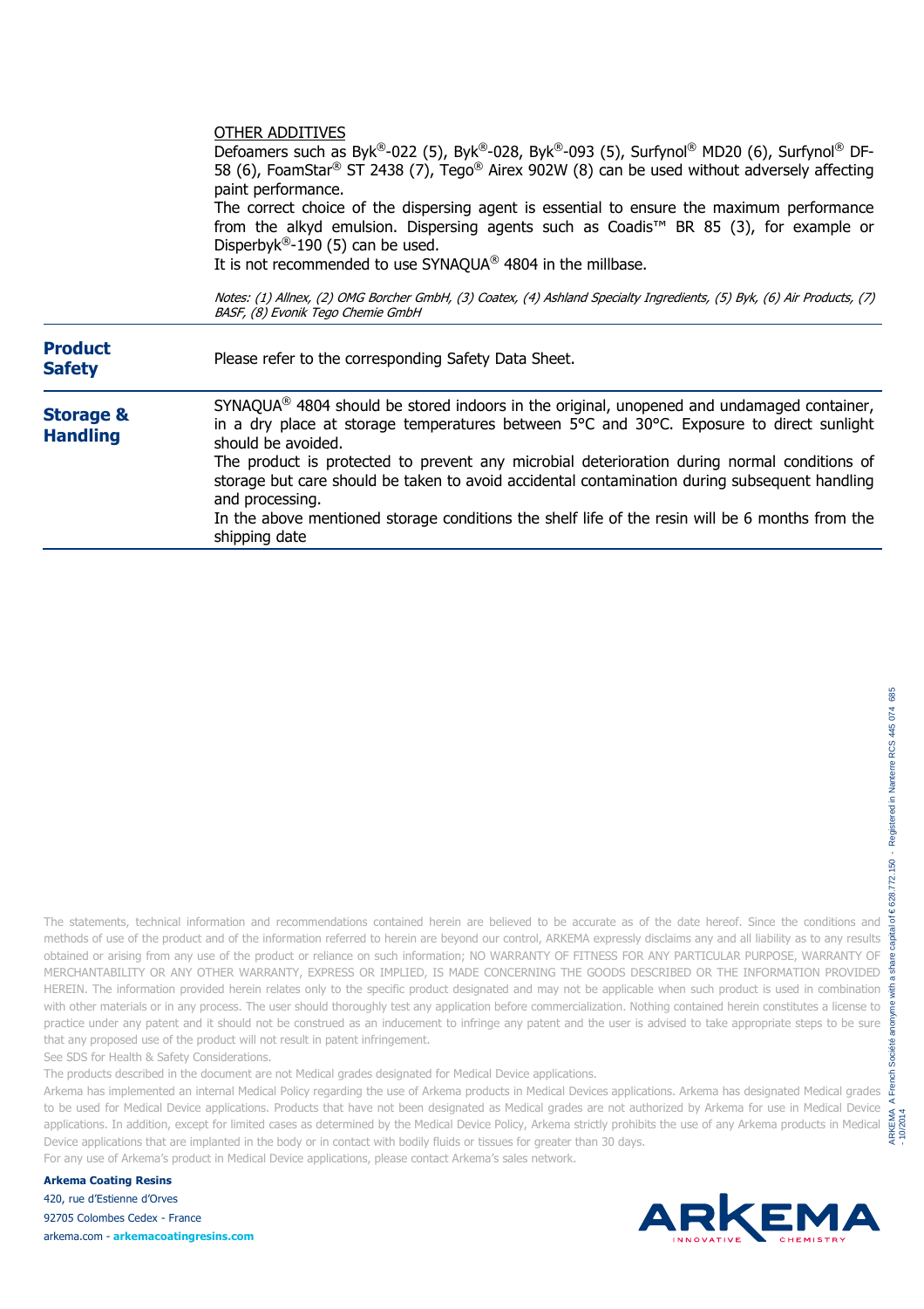OTHER ADDITIVES

Defoamers such as Byk®-022 (5), Byk®-028, Byk®-093 (5), Surfynol® MD20 (6), Surfynol® DF-58 (6), FoamStar® ST 2438 (7), Tego® Airex 902W (8) can be used without adversely affecting paint performance.

The correct choice of the dispersing agent is essential to ensure the maximum performance from the alkyd emulsion. Dispersing agents such as Coadis™ BR 85 (3), for example or Disperbyk®-190 (5) can be used.

It is not recommended to use SYNAQUA® 4804 in the millbase.

*Notes: (1) Allnex, (2) OMG Borcher GmbH, (3) Coatex, (4) Ashland Specialty Ingredients, (5) Byk, (6) Air Products, (7) BASF, (8) Evonik Tego Chemie GmbH*

## Product Safety

Please refer to the corresponding Safety Data Sheet.

## Storage & Handling

SYNAQUA® 4804 should be stored indoors in the original, unopened and undamaged container, in a dry place at storage temperatures between 5°C and 30°C. Exposure to direct sunlight should be avoided.

The product is protected to prevent any microbial deterioration during normal conditions of storage but care should be taken to avoid accidental contamination during subsequent handling and processing.

In the above mentioned storage conditions the shelf life of the resin will be 6 months from the shipping date

The statements, technical information and recommendations contained herein are believed to be accurate as of the date hereof. Since the conditions and methods of use of the product and of the information referred to herein are beyond our control, ARKEMA expressly disclaims any and all liability as to any results obtained or arising from any use of the product or reliance on such information; NO WARRANTY OF FITNESS FOR ANY PARTICULAR PURPOSE, WARRANTY OF MERCHANTABILITY OR ANY OTHER WARRANTY, EXPRESS OR IMPLIED, IS MADE CONCERNING THE GOODS DESCRIBED OR THE INFORMATION PROVIDED HEREIN. The information provided herein relates only to the specific product designated and may not be applicable when such product is used in combination with other materials or in any process. The user should thoroughly test any application before commercialization. Nothing contained herein constitutes a license to practice under any patent and it should not be construed as an inducement to infringe any patent and the user is advised to take appropriate steps to be sure that any proposed use of the product will not result in patent infringement.

See SDS for Health & Safety Considerations.

The products described in the document are not Medical grades designated for Medical Device applications.

Arkema has implemented an internal Medical Policy regarding the use of Arkema products in Medical Devices applications. Arkema has designated Medical grades to be used for Medical Device applications. Products that have not been designated as Medical grades are not authorized by Arkema for use in Medical Device applications. In addition, except for limited cases as determined by the Medical Device Policy, Arkema strictly prohibits the use of any Arkema products in Medical Device applications that are implanted in the body or in contact with bodily fluids or tissues for greater than 30 days.

For any use of Arkema's product in Medical Device applications, please contact Arkema's sales network.

**Arkema Coating Resins**
420, rue d'Estienne d'Orves
92705 Colombes Cedex - France
arkema.com - **arkemacoatingresins.com**

ARKEMA A French Société anonyme with a share capital of € 628.772.150 - Registered in Nanterre RCS 445 074 685 - 10/2014